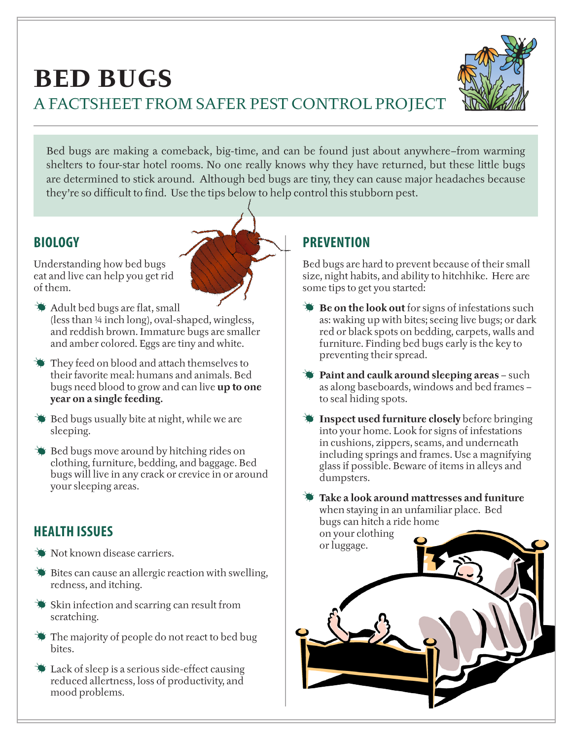# BED BUGS

## A FACTSHEET FROM SAFER PEST CONTROL PROJECT

Bed bugs are making a comeback, big-time, and can be found just about anywhere–from warming shelters to four-star hotel rooms. No one really knows why they have returned, but these little bugs are determined to stick around. Although bed bugs are tiny, they can cause major headaches because they're so difficult to find. Use the tips below to help control this stubborn pest.

## BIOLOGY

Understanding how bed bugs eat and live can help you get rid of them.

- Adult bed bugs are flat, small (less than ¼ inch long), oval-shaped, wingless, and reddish brown. Immature bugs are smaller and amber colored. Eggs are tiny and white.
- They feed on blood and attach themselves to their favorite meal: humans and animals. Bed bugs need blood to grow and can live **up to one year on a single feeding.**
- Bed bugs usually bite at night, while we are sleeping.
- Bed bugs move around by hitching rides on clothing, furniture, bedding, and baggage. Bed bugs will live in any crack or crevice in or around your sleeping areas.

## HEALTH ISSUES

- Not known disease carriers.
- Bites can cause an allergic reaction with swelling, redness, and itching.
- Skin infection and scarring can result from scratching.
- The majority of people do not react to bed bug bites.
- Lack of sleep is a serious side-effect causing reduced allertness, loss of productivity, and mood problems.

## PREVENTION

Bed bugs are hard to prevent because of their small size, night habits, and ability to hitchhike. Here are some tips to get you started:

- **Be on the look out** for signs of infestations such as: waking up with bites; seeing live bugs; or dark red or black spots on bedding, carpets, walls and furniture. Finding bed bugs early is the key to preventing their spread.
- **Paint and caulk around sleeping areas** – such as along baseboards, windows and bed frames – to seal hiding spots.
- **Inspect used furniture closely** before bringing into your home. Look for signs of infestations in cushions, zippers, seams, and underneath including springs and frames. Use a magnifying glass if possible. Beware of items in alleys and dumpsters.
- **Take a look around mattresses and funiture** when staying in an unfamiliar place. Bed bugs can hitch a ride home on your clothing or luggage.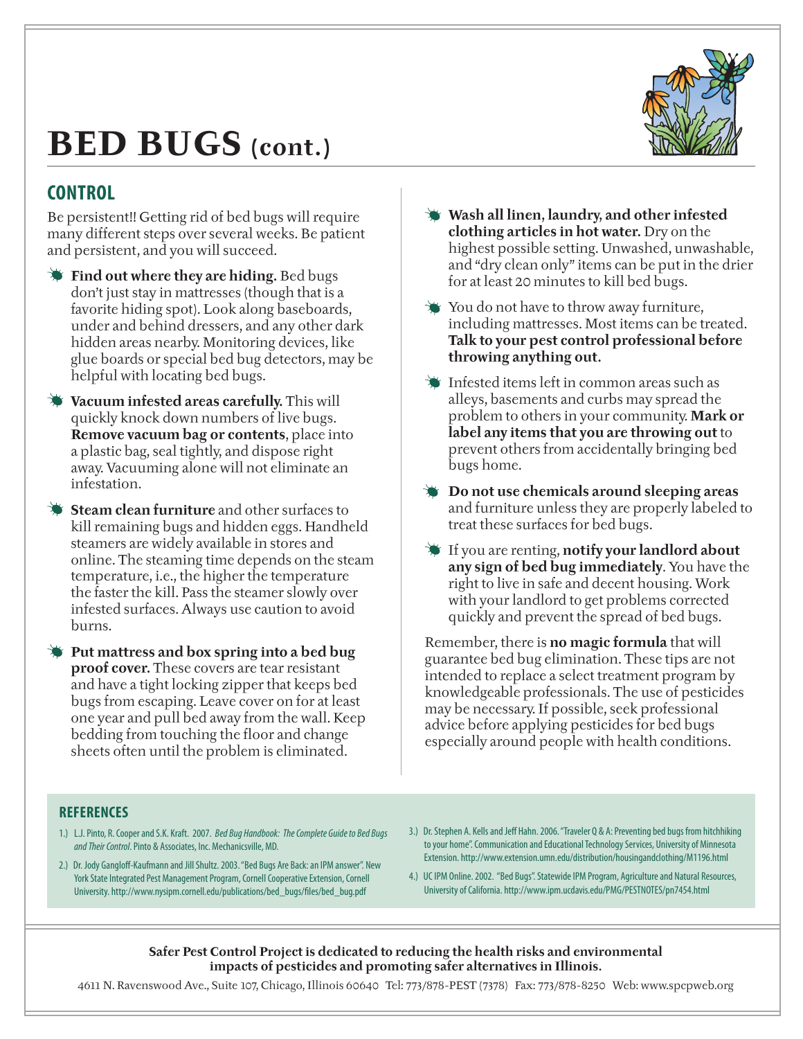# BED BUGS (cont.)

## CONTROL

Be persistent!! Getting rid of bed bugs will require many different steps over several weeks. Be patient and persistent, and you will succeed.

- **Find out where they are hiding.** Bed bugs don't just stay in mattresses (though that is a favorite hiding spot). Look along baseboards, under and behind dressers, and any other dark hidden areas nearby. Monitoring devices, like glue boards or special bed bug detectors, may be helpful with locating bed bugs.
- **Vacuum infested areas carefully.** This will quickly knock down numbers of live bugs. **Remove vacuum bag or contents**, place into a plastic bag, seal tightly, and dispose right away. Vacuuming alone will not eliminate an infestation.
- **Steam clean furniture** and other surfaces to kill remaining bugs and hidden eggs. Handheld steamers are widely available in stores and online. The steaming time depends on the steam temperature, i.e., the higher the temperature the faster the kill. Pass the steamer slowly over infested surfaces. Always use caution to avoid burns.
- **Put mattress and box spring into a bed bug proof cover.** These covers are tear resistant and have a tight locking zipper that keeps bed bugs from escaping. Leave cover on for at least one year and pull bed away from the wall. Keep bedding from touching the floor and change sheets often until the problem is eliminated.
- **Wash all linen, laundry, and other infested clothing articles in hot water.** Dry on the highest possible setting. Unwashed, unwashable, and "dry clean only" items can be put in the drier for at least 20 minutes to kill bed bugs.
- You do not have to throw away furniture, including mattresses. Most items can be treated. **Talk to your pest control professional before throwing anything out.**
- Infested items left in common areas such as alleys, basements and curbs may spread the problem to others in your community. **Mark or label any items that you are throwing out** to prevent others from accidentally bringing bed bugs home.
- **Do not use chemicals around sleeping areas** and furniture unless they are properly labeled to treat these surfaces for bed bugs.
- If you are renting, **notify your landlord about any sign of bed bug immediately**. You have the right to live in safe and decent housing. Work with your landlord to get problems corrected quickly and prevent the spread of bed bugs.

Remember, there is **no magic formula** that will guarantee bed bug elimination. These tips are not intended to replace a select treatment program by knowledgeable professionals. The use of pesticides may be necessary. If possible, seek professional advice before applying pesticides for bed bugs especially around people with health conditions.

## REFERENCES

1.) L.J. Pinto, R. Cooper and S.K. Kraft. 2007. *Bed Bug Handbook: The Complete Guide to Bed Bugs and Their Control*. Pinto & Associates, Inc. Mechanicsville, MD.

2.) Dr. Jody Gangloff-Kaufmann and Jill Shultz. 2003. "Bed Bugs Are Back: an IPM answer". New York State Integrated Pest Management Program, Cornell Cooperative Extension, Cornell University. http://www.nysipm.cornell.edu/publications/bed_bugs/files/bed_bug.pdf

3.) Dr. Stephen A. Kells and Jeff Hahn. 2006. "Traveler Q & A: Preventing bed bugs from hitchhiking to your home". Communication and Educational Technology Services, University of Minnesota Extension. http://www.extension.umn.edu/distribution/housingandclothing/M1196.html

4.) UC IPM Online. 2002. "Bed Bugs". Statewide IPM Program, Agriculture and Natural Resources, University of California. http://www.ipm.ucdavis.edu/PMG/PESTNOTES/pn7454.html

**Safer Pest Control Project is dedicated to reducing the health risks and environmental impacts of pesticides and promoting safer alternatives in Illinois.**

4611 N. Ravenswood Ave., Suite 107, Chicago, Illinois 60640 Tel: 773/878-PEST (7378) Fax: 773/878-8250 Web: www.spcpweb.org